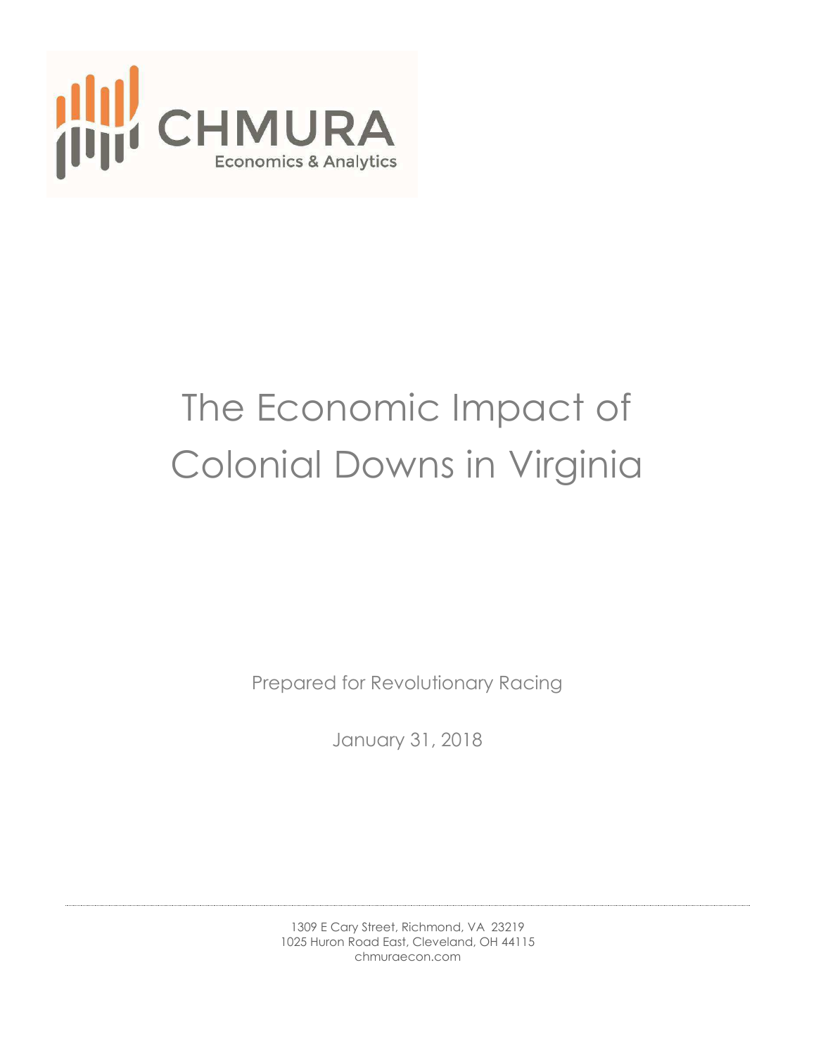CHMURA

Economics & Analytics

# The Economic Impact of Colonial Downs in Virginia

Prepared for Revolutionary Racing

January 31, 2018

1309 E Cary Street, Richmond, VA 23219
1025 Huron Road East, Cleveland, OH 44115
chmuraecon.com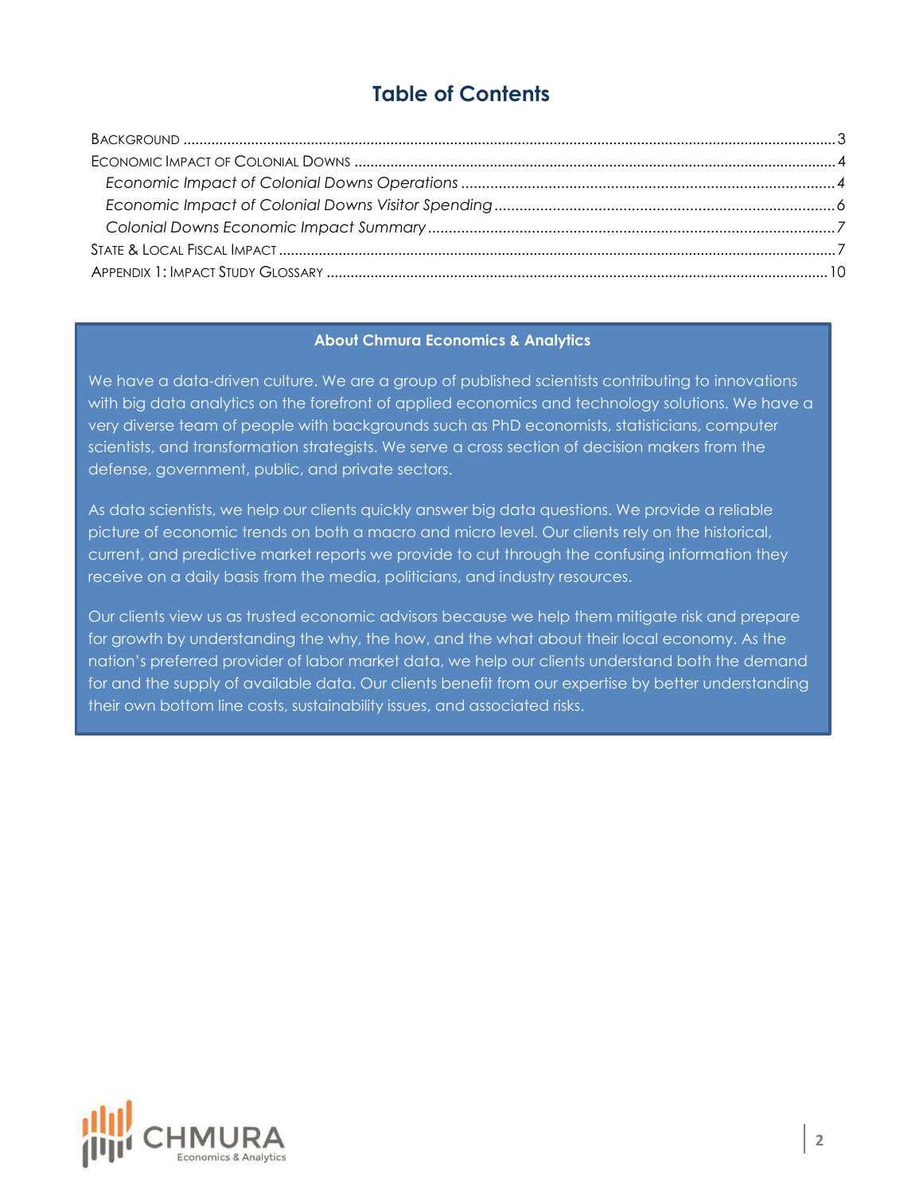# Table of Contents

Background ........................................................................ 3
Economic Impact of Colonial Downs ........................................................................ 4
  *Economic Impact of Colonial Downs Operations* ........................................................................ 4
  *Economic Impact of Colonial Downs Visitor Spending* ........................................................................ 6
  *Colonial Downs Economic Impact Summary* ........................................................................ 7
State & Local Fiscal Impact ........................................................................ 7
Appendix 1: Impact Study Glossary ........................................................................ 10

**About Chmura Economics & Analytics**

We have a data-driven culture. We are a group of published scientists contributing to innovations with big data analytics on the forefront of applied economics and technology solutions. We have a very diverse team of people with backgrounds such as PhD economists, statisticians, computer scientists, and transformation strategists. We serve a cross section of decision makers from the defense, government, public, and private sectors.

As data scientists, we help our clients quickly answer big data questions. We provide a reliable picture of economic trends on both a macro and micro level. Our clients rely on the historical, current, and predictive market reports we provide to cut through the confusing information they receive on a daily basis from the media, politicians, and industry resources.

Our clients view us as trusted economic advisors because we help them mitigate risk and prepare for growth by understanding the why, the how, and the what about their local economy. As the nation's preferred provider of labor market data, we help our clients understand both the demand for and the supply of available data. Our clients benefit from our expertise by better understanding their own bottom line costs, sustainability issues, and associated risks.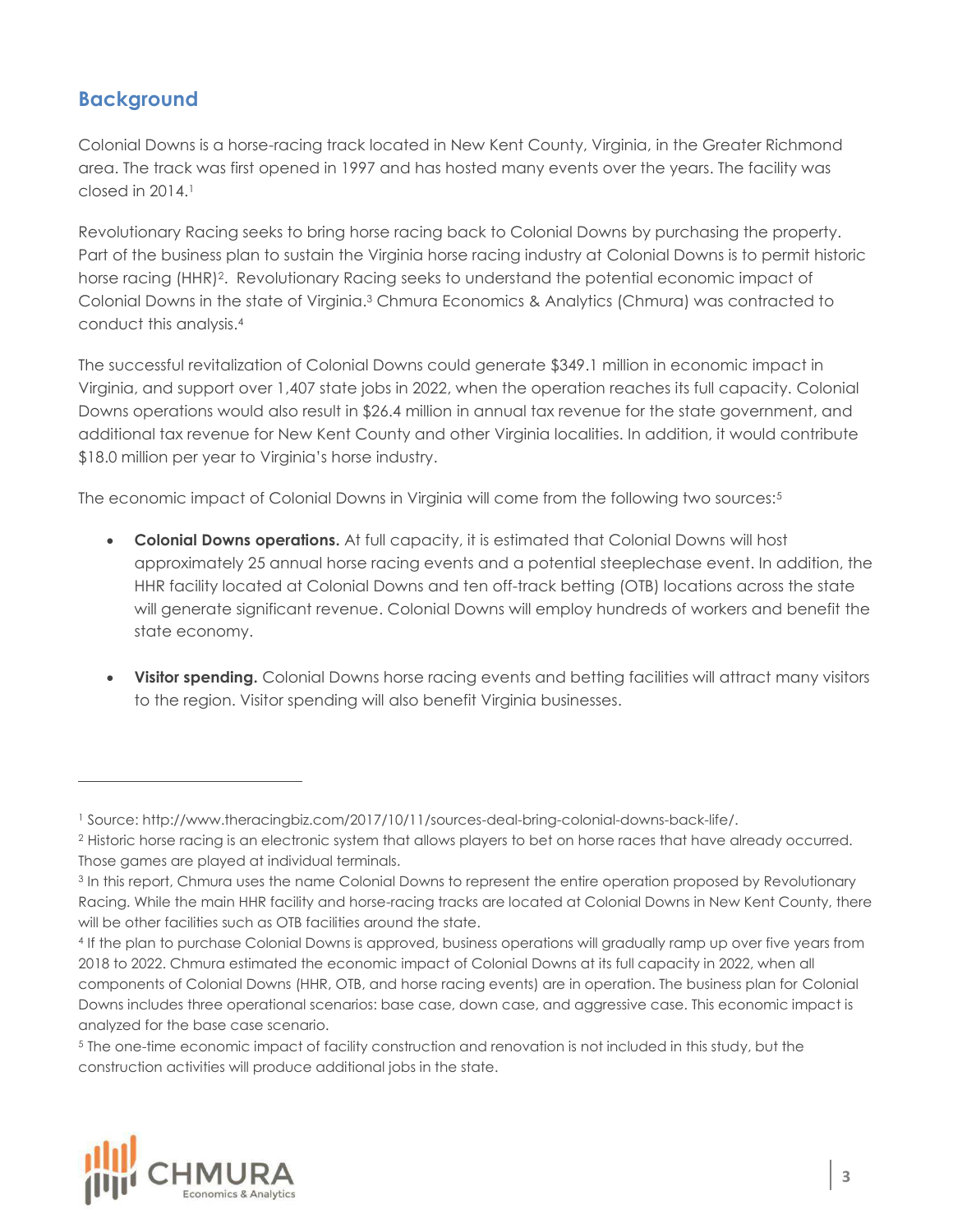## Background

Colonial Downs is a horse-racing track located in New Kent County, Virginia, in the Greater Richmond area. The track was first opened in 1997 and has hosted many events over the years. The facility was closed in 2014.[1]

Revolutionary Racing seeks to bring horse racing back to Colonial Downs by purchasing the property. Part of the business plan to sustain the Virginia horse racing industry at Colonial Downs is to permit historic horse racing (HHR)[2]. Revolutionary Racing seeks to understand the potential economic impact of Colonial Downs in the state of Virginia.[3] Chmura Economics & Analytics (Chmura) was contracted to conduct this analysis.[4]

The successful revitalization of Colonial Downs could generate $349.1 million in economic impact in Virginia, and support over 1,407 state jobs in 2022, when the operation reaches its full capacity. Colonial Downs operations would also result in $26.4 million in annual tax revenue for the state government, and additional tax revenue for New Kent County and other Virginia localities. In addition, it would contribute $18.0 million per year to Virginia's horse industry.

The economic impact of Colonial Downs in Virginia will come from the following two sources:[5]

- **Colonial Downs operations.** At full capacity, it is estimated that Colonial Downs will host approximately 25 annual horse racing events and a potential steeplechase event. In addition, the HHR facility located at Colonial Downs and ten off-track betting (OTB) locations across the state will generate significant revenue. Colonial Downs will employ hundreds of workers and benefit the state economy.

- **Visitor spending.** Colonial Downs horse racing events and betting facilities will attract many visitors to the region. Visitor spending will also benefit Virginia businesses.

---

[1] Source: http://www.theracingbiz.com/2017/10/11/sources-deal-bring-colonial-downs-back-life/.

[2] Historic horse racing is an electronic system that allows players to bet on horse races that have already occurred. Those games are played at individual terminals.

[3] In this report, Chmura uses the name Colonial Downs to represent the entire operation proposed by Revolutionary Racing. While the main HHR facility and horse-racing tracks are located at Colonial Downs in New Kent County, there will be other facilities such as OTB facilities around the state.

[4] If the plan to purchase Colonial Downs is approved, business operations will gradually ramp up over five years from 2018 to 2022. Chmura estimated the economic impact of Colonial Downs at its full capacity in 2022, when all components of Colonial Downs (HHR, OTB, and horse racing events) are in operation. The business plan for Colonial Downs includes three operational scenarios: base case, down case, and aggressive case. This economic impact is analyzed for the base case scenario.

[5] The one-time economic impact of facility construction and renovation is not included in this study, but the construction activities will produce additional jobs in the state.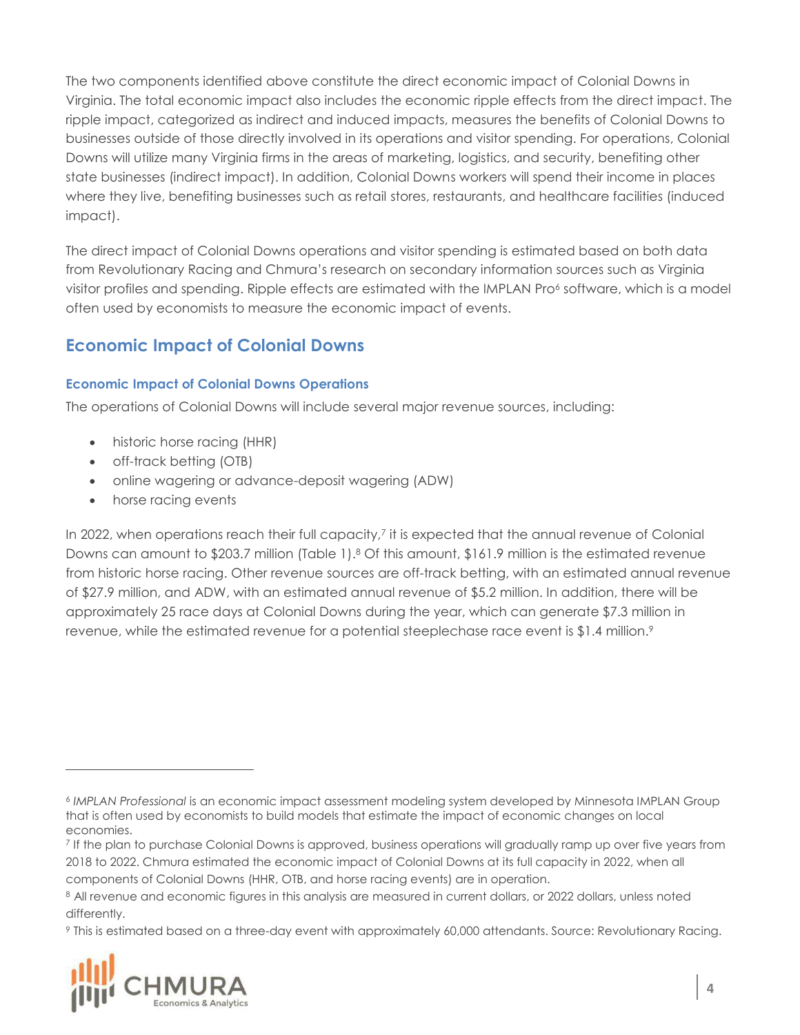The two components identified above constitute the direct economic impact of Colonial Downs in Virginia. The total economic impact also includes the economic ripple effects from the direct impact. The ripple impact, categorized as indirect and induced impacts, measures the benefits of Colonial Downs to businesses outside of those directly involved in its operations and visitor spending. For operations, Colonial Downs will utilize many Virginia firms in the areas of marketing, logistics, and security, benefiting other state businesses (indirect impact). In addition, Colonial Downs workers will spend their income in places where they live, benefiting businesses such as retail stores, restaurants, and healthcare facilities (induced impact).

The direct impact of Colonial Downs operations and visitor spending is estimated based on both data from Revolutionary Racing and Chmura's research on secondary information sources such as Virginia visitor profiles and spending. Ripple effects are estimated with the IMPLAN Pro[6] software, which is a model often used by economists to measure the economic impact of events.

## Economic Impact of Colonial Downs

### Economic Impact of Colonial Downs Operations

The operations of Colonial Downs will include several major revenue sources, including:

- historic horse racing (HHR)
- off-track betting (OTB)
- online wagering or advance-deposit wagering (ADW)
- horse racing events

In 2022, when operations reach their full capacity,[7] it is expected that the annual revenue of Colonial Downs can amount to $203.7 million (Table 1).[8] Of this amount, $161.9 million is the estimated revenue from historic horse racing. Other revenue sources are off-track betting, with an estimated annual revenue of $27.9 million, and ADW, with an estimated annual revenue of $5.2 million. In addition, there will be approximately 25 race days at Colonial Downs during the year, which can generate $7.3 million in revenue, while the estimated revenue for a potential steeplechase race event is $1.4 million.[9]

---

[6] *IMPLAN Professional* is an economic impact assessment modeling system developed by Minnesota IMPLAN Group that is often used by economists to build models that estimate the impact of economic changes on local economies.

[7] If the plan to purchase Colonial Downs is approved, business operations will gradually ramp up over five years from 2018 to 2022. Chmura estimated the economic impact of Colonial Downs at its full capacity in 2022, when all components of Colonial Downs (HHR, OTB, and horse racing events) are in operation.

[8] All revenue and economic figures in this analysis are measured in current dollars, or 2022 dollars, unless noted differently.

[9] This is estimated based on a three-day event with approximately 60,000 attendants. Source: Revolutionary Racing.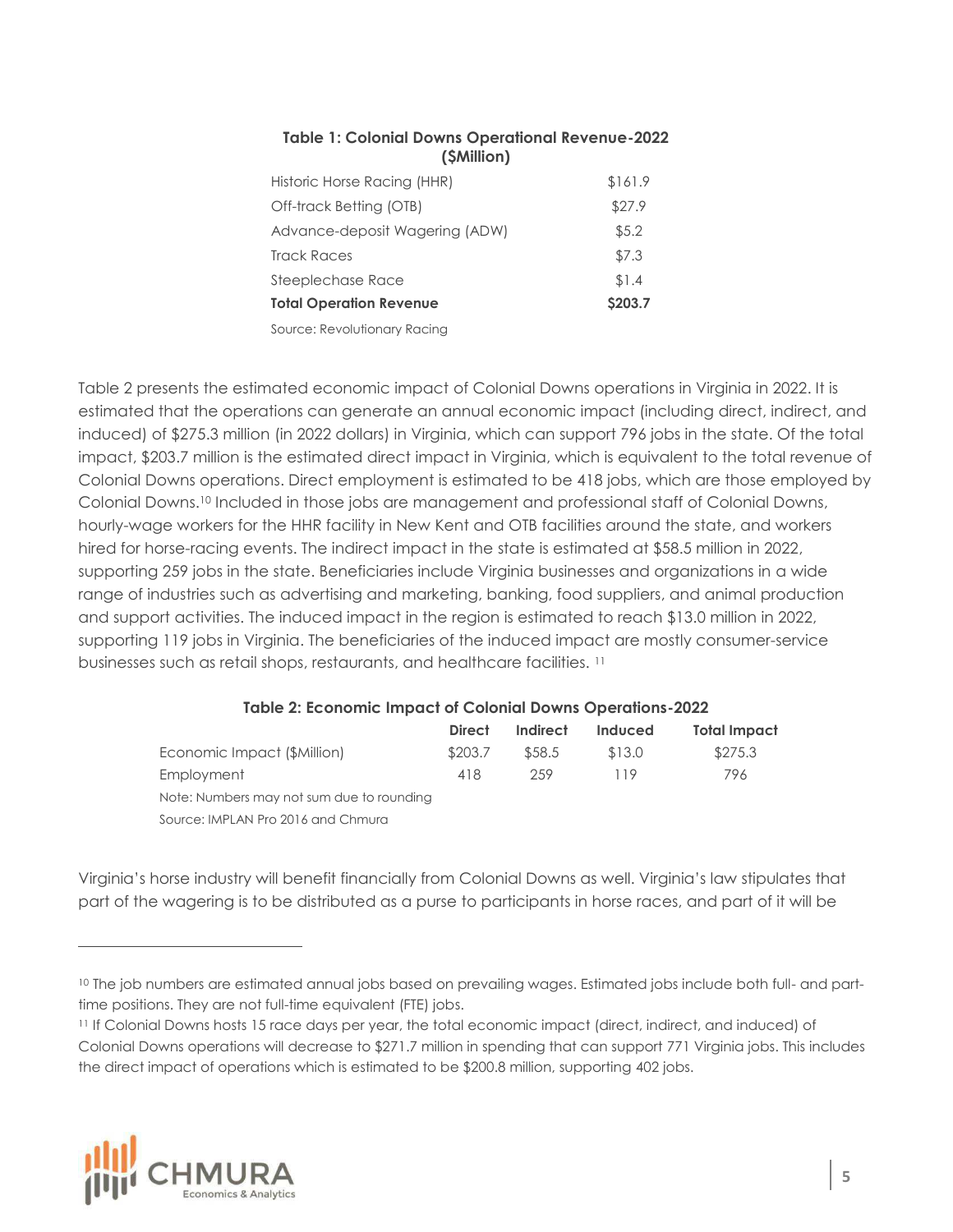**Table 1: Colonial Downs Operational Revenue-2022 ($Million)**

| | |
|---|---|
| Historic Horse Racing (HHR) | $161.9 |
| Off-track Betting (OTB) | $27.9 |
| Advance-deposit Wagering (ADW) | $5.2 |
| Track Races | $7.3 |
| Steeplechase Race | $1.4 |
| **Total Operation Revenue** | **$203.7** |

Source: Revolutionary Racing

Table 2 presents the estimated economic impact of Colonial Downs operations in Virginia in 2022. It is estimated that the operations can generate an annual economic impact (including direct, indirect, and induced) of $275.3 million (in 2022 dollars) in Virginia, which can support 796 jobs in the state. Of the total impact, $203.7 million is the estimated direct impact in Virginia, which is equivalent to the total revenue of Colonial Downs operations. Direct employment is estimated to be 418 jobs, which are those employed by Colonial Downs.[10] Included in those jobs are management and professional staff of Colonial Downs, hourly-wage workers for the HHR facility in New Kent and OTB facilities around the state, and workers hired for horse-racing events. The indirect impact in the state is estimated at $58.5 million in 2022, supporting 259 jobs in the state. Beneficiaries include Virginia businesses and organizations in a wide range of industries such as advertising and marketing, banking, food suppliers, and animal production and support activities. The induced impact in the region is estimated to reach $13.0 million in 2022, supporting 119 jobs in Virginia. The beneficiaries of the induced impact are mostly consumer-service businesses such as retail shops, restaurants, and healthcare facilities. [11]

**Table 2: Economic Impact of Colonial Downs Operations-2022**

| | Direct | Indirect | Induced | Total Impact |
|---|---|---|---|---|
| Economic Impact ($Million) | $203.7 | $58.5 | $13.0 | $275.3 |
| Employment | 418 | 259 | 119 | 796 |

Note: Numbers may not sum due to rounding

Source: IMPLAN Pro 2016 and Chmura

Virginia's horse industry will benefit financially from Colonial Downs as well. Virginia's law stipulates that part of the wagering is to be distributed as a purse to participants in horse races, and part of it will be

[10] The job numbers are estimated annual jobs based on prevailing wages. Estimated jobs include both full- and part-time positions. They are not full-time equivalent (FTE) jobs.

[11] If Colonial Downs hosts 15 race days per year, the total economic impact (direct, indirect, and induced) of Colonial Downs operations will decrease to $271.7 million in spending that can support 771 Virginia jobs. This includes the direct impact of operations which is estimated to be $200.8 million, supporting 402 jobs.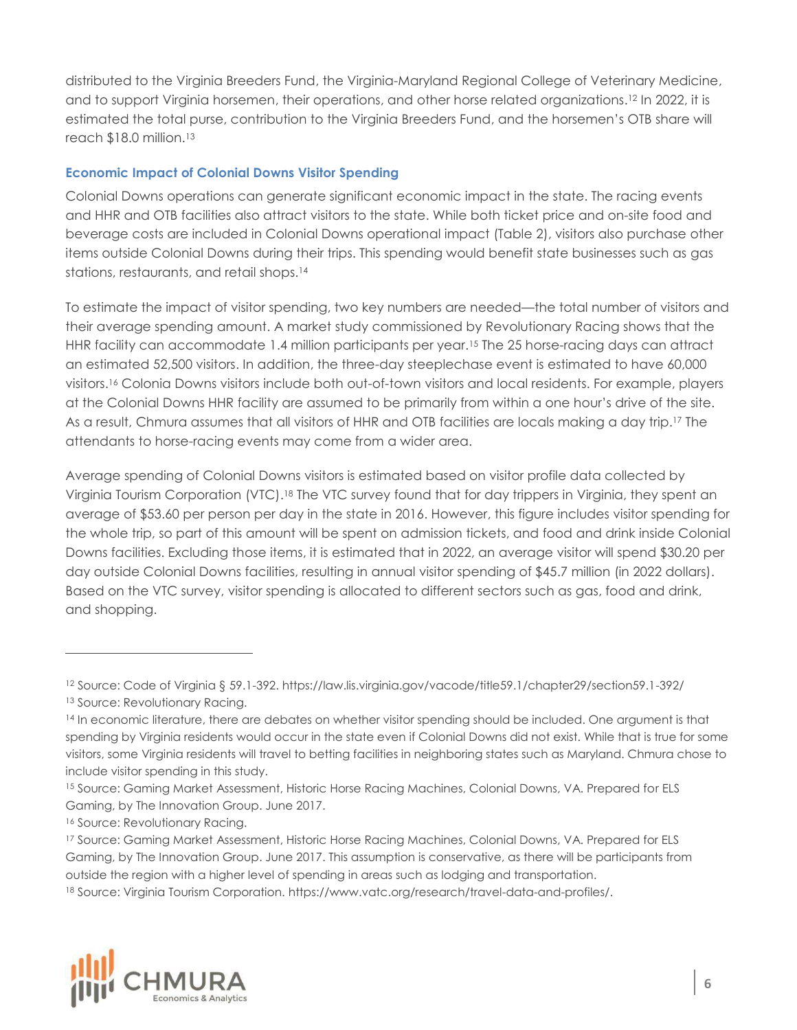distributed to the Virginia Breeders Fund, the Virginia-Maryland Regional College of Veterinary Medicine, and to support Virginia horsemen, their operations, and other horse related organizations.[12] In 2022, it is estimated the total purse, contribution to the Virginia Breeders Fund, and the horsemen's OTB share will reach $18.0 million.[13]

### Economic Impact of Colonial Downs Visitor Spending

Colonial Downs operations can generate significant economic impact in the state. The racing events and HHR and OTB facilities also attract visitors to the state. While both ticket price and on-site food and beverage costs are included in Colonial Downs operational impact (Table 2), visitors also purchase other items outside Colonial Downs during their trips. This spending would benefit state businesses such as gas stations, restaurants, and retail shops.[14]

To estimate the impact of visitor spending, two key numbers are needed—the total number of visitors and their average spending amount. A market study commissioned by Revolutionary Racing shows that the HHR facility can accommodate 1.4 million participants per year.[15] The 25 horse-racing days can attract an estimated 52,500 visitors. In addition, the three-day steeplechase event is estimated to have 60,000 visitors.[16] Colonia Downs visitors include both out-of-town visitors and local residents. For example, players at the Colonial Downs HHR facility are assumed to be primarily from within a one hour's drive of the site. As a result, Chmura assumes that all visitors of HHR and OTB facilities are locals making a day trip.[17] The attendants to horse-racing events may come from a wider area.

Average spending of Colonial Downs visitors is estimated based on visitor profile data collected by Virginia Tourism Corporation (VTC).[18] The VTC survey found that for day trippers in Virginia, they spent an average of $53.60 per person per day in the state in 2016. However, this figure includes visitor spending for the whole trip, so part of this amount will be spent on admission tickets, and food and drink inside Colonial Downs facilities. Excluding those items, it is estimated that in 2022, an average visitor will spend $30.20 per day outside Colonial Downs facilities, resulting in annual visitor spending of $45.7 million (in 2022 dollars). Based on the VTC survey, visitor spending is allocated to different sectors such as gas, food and drink, and shopping.

---

[12] Source: Code of Virginia § 59.1-392. https://law.lis.virginia.gov/vacode/title59.1/chapter29/section59.1-392/

[13] Source: Revolutionary Racing.

[14] In economic literature, there are debates on whether visitor spending should be included. One argument is that spending by Virginia residents would occur in the state even if Colonial Downs did not exist. While that is true for some visitors, some Virginia residents will travel to betting facilities in neighboring states such as Maryland. Chmura chose to include visitor spending in this study.

[15] Source: Gaming Market Assessment, Historic Horse Racing Machines, Colonial Downs, VA. Prepared for ELS Gaming, by The Innovation Group. June 2017.

[16] Source: Revolutionary Racing.

[17] Source: Gaming Market Assessment, Historic Horse Racing Machines, Colonial Downs, VA. Prepared for ELS Gaming, by The Innovation Group. June 2017. This assumption is conservative, as there will be participants from outside the region with a higher level of spending in areas such as lodging and transportation.

[18] Source: Virginia Tourism Corporation. https://www.vatc.org/research/travel-data-and-profiles/.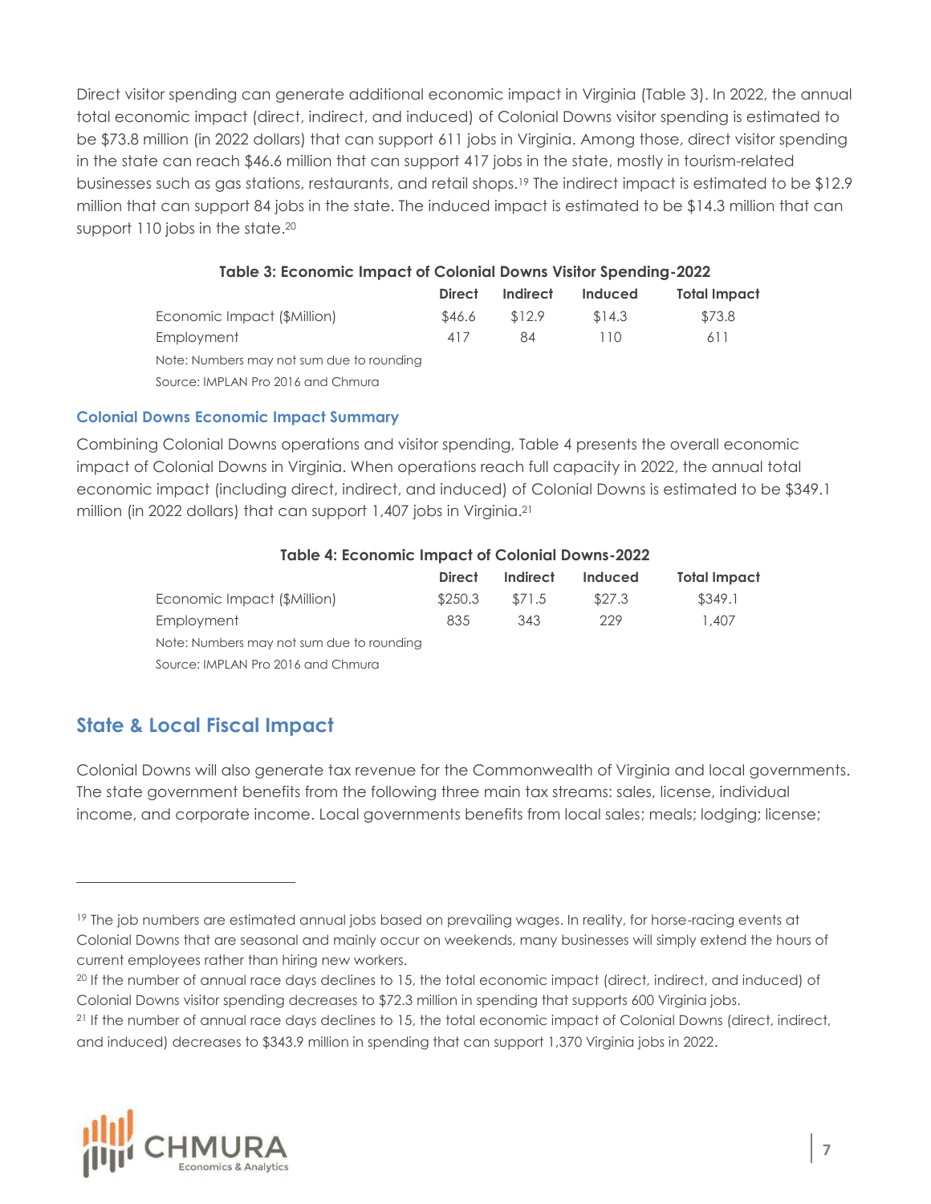Direct visitor spending can generate additional economic impact in Virginia (Table 3). In 2022, the annual total economic impact (direct, indirect, and induced) of Colonial Downs visitor spending is estimated to be $73.8 million (in 2022 dollars) that can support 611 jobs in Virginia. Among those, direct visitor spending in the state can reach $46.6 million that can support 417 jobs in the state, mostly in tourism-related businesses such as gas stations, restaurants, and retail shops.[19] The indirect impact is estimated to be $12.9 million that can support 84 jobs in the state. The induced impact is estimated to be $14.3 million that can support 110 jobs in the state.[20]

**Table 3: Economic Impact of Colonial Downs Visitor Spending-2022**

| | Direct | Indirect | Induced | Total Impact |
|---|---|---|---|---|
| Economic Impact ($Million) | $46.6 | $12.9 | $14.3 | $73.8 |
| Employment | 417 | 84 | 110 | 611 |

Note: Numbers may not sum due to rounding

Source: IMPLAN Pro 2016 and Chmura

### Colonial Downs Economic Impact Summary

Combining Colonial Downs operations and visitor spending, Table 4 presents the overall economic impact of Colonial Downs in Virginia. When operations reach full capacity in 2022, the annual total economic impact (including direct, indirect, and induced) of Colonial Downs is estimated to be $349.1 million (in 2022 dollars) that can support 1,407 jobs in Virginia.[21]

**Table 4: Economic Impact of Colonial Downs-2022**

| | Direct | Indirect | Induced | Total Impact |
|---|---|---|---|---|
| Economic Impact ($Million) | $250.3 | $71.5 | $27.3 | $349.1 |
| Employment | 835 | 343 | 229 | 1,407 |

Note: Numbers may not sum due to rounding

Source: IMPLAN Pro 2016 and Chmura

## State & Local Fiscal Impact

Colonial Downs will also generate tax revenue for the Commonwealth of Virginia and local governments. The state government benefits from the following three main tax streams: sales, license, individual income, and corporate income. Local governments benefits from local sales; meals; lodging; license;

---

[19] The job numbers are estimated annual jobs based on prevailing wages. In reality, for horse-racing events at Colonial Downs that are seasonal and mainly occur on weekends, many businesses will simply extend the hours of current employees rather than hiring new workers.

[20] If the number of annual race days declines to 15, the total economic impact (direct, indirect, and induced) of Colonial Downs visitor spending decreases to $72.3 million in spending that supports 600 Virginia jobs.

[21] If the number of annual race days declines to 15, the total economic impact of Colonial Downs (direct, indirect, and induced) decreases to $343.9 million in spending that can support 1,370 Virginia jobs in 2022.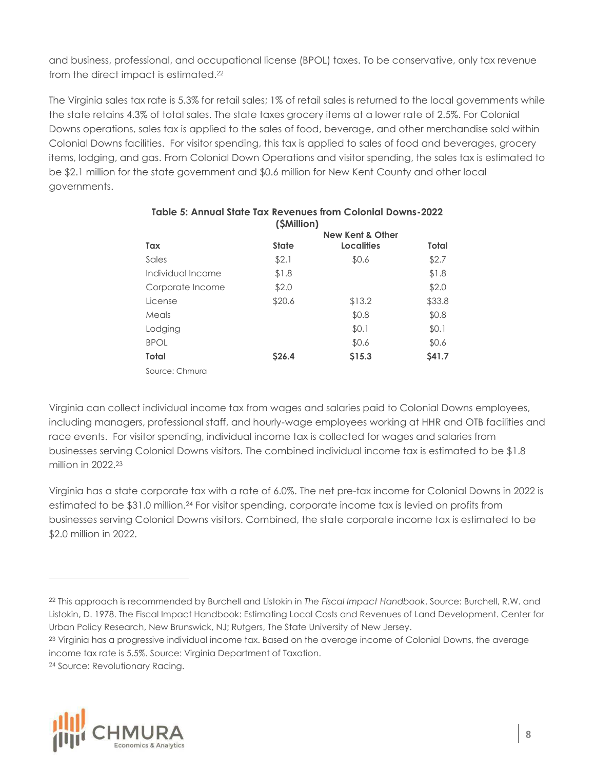and business, professional, and occupational license (BPOL) taxes. To be conservative, only tax revenue from the direct impact is estimated.[22]

The Virginia sales tax rate is 5.3% for retail sales; 1% of retail sales is returned to the local governments while the state retains 4.3% of total sales. The state taxes grocery items at a lower rate of 2.5%. For Colonial Downs operations, sales tax is applied to the sales of food, beverage, and other merchandise sold within Colonial Downs facilities. For visitor spending, this tax is applied to sales of food and beverages, grocery items, lodging, and gas. From Colonial Down Operations and visitor spending, the sales tax is estimated to be $2.1 million for the state government and $0.6 million for New Kent County and other local governments.

**Table 5: Annual State Tax Revenues from Colonial Downs-2022 ($Million)**

| Tax | State | New Kent & Other Localities | Total |
|---|---|---|---|
| Sales | $2.1 | $0.6 | $2.7 |
| Individual Income | $1.8 | | $1.8 |
| Corporate Income | $2.0 | | $2.0 |
| License | $20.6 | $13.2 | $33.8 |
| Meals | | $0.8 | $0.8 |
| Lodging | | $0.1 | $0.1 |
| BPOL | | $0.6 | $0.6 |
| **Total** | **$26.4** | **$15.3** | **$41.7** |

Source: Chmura

Virginia can collect individual income tax from wages and salaries paid to Colonial Downs employees, including managers, professional staff, and hourly-wage employees working at HHR and OTB facilities and race events. For visitor spending, individual income tax is collected for wages and salaries from businesses serving Colonial Downs visitors. The combined individual income tax is estimated to be $1.8 million in 2022.[23]

Virginia has a state corporate tax with a rate of 6.0%. The net pre-tax income for Colonial Downs in 2022 is estimated to be $31.0 million.[24] For visitor spending, corporate income tax is levied on profits from businesses serving Colonial Downs visitors. Combined, the state corporate income tax is estimated to be $2.0 million in 2022.

---

[22] This approach is recommended by Burchell and Listokin in *The Fiscal Impact Handbook*. Source: Burchell, R.W. and Listokin, D. 1978. The Fiscal Impact Handbook: Estimating Local Costs and Revenues of Land Development. Center for Urban Policy Research, New Brunswick, NJ; Rutgers, The State University of New Jersey.

[23] Virginia has a progressive individual income tax. Based on the average income of Colonial Downs, the average income tax rate is 5.5%. Source: Virginia Department of Taxation.

[24] Source: Revolutionary Racing.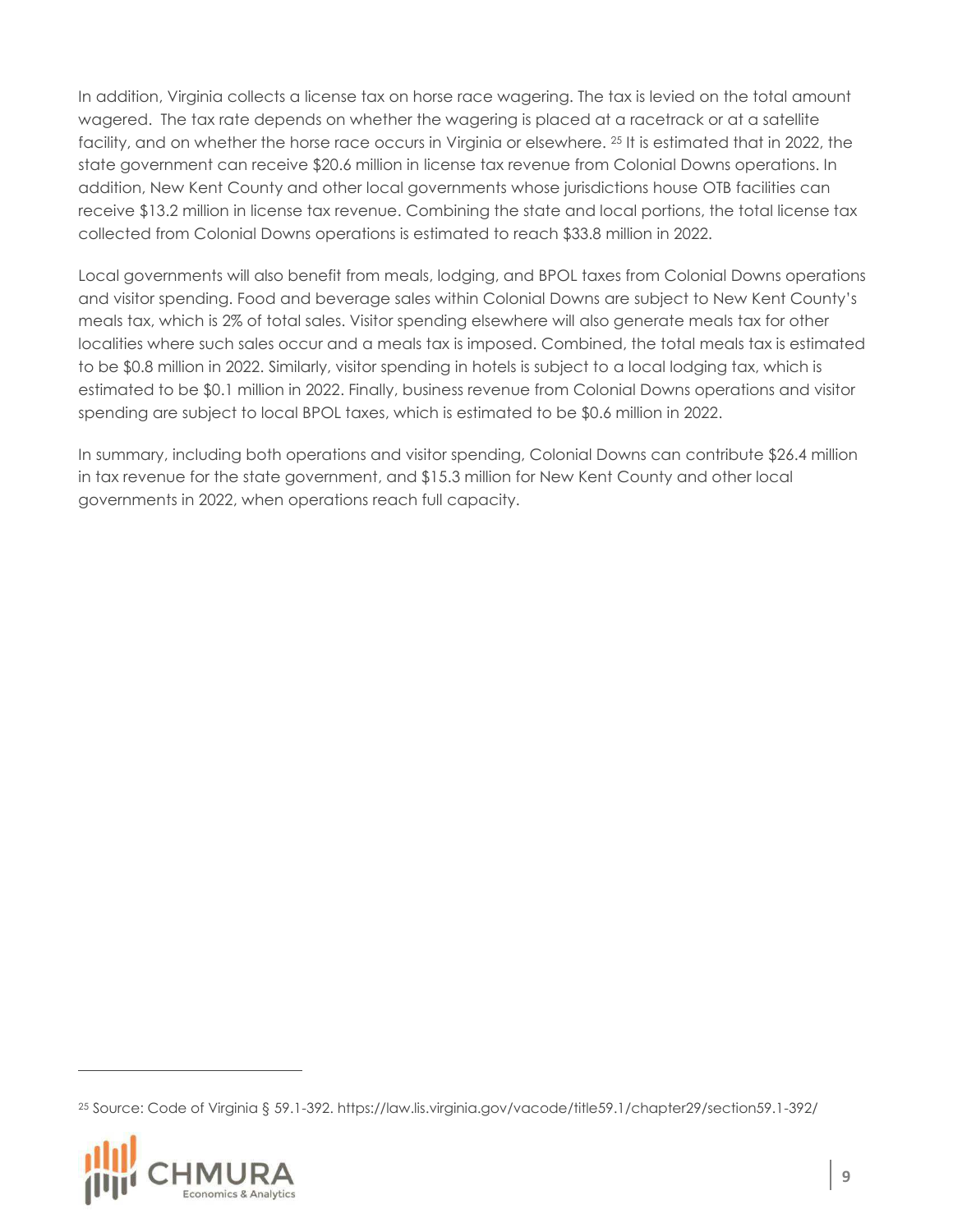In addition, Virginia collects a license tax on horse race wagering. The tax is levied on the total amount wagered. The tax rate depends on whether the wagering is placed at a racetrack or at a satellite facility, and on whether the horse race occurs in Virginia or elsewhere. [25] It is estimated that in 2022, the state government can receive $20.6 million in license tax revenue from Colonial Downs operations. In addition, New Kent County and other local governments whose jurisdictions house OTB facilities can receive $13.2 million in license tax revenue. Combining the state and local portions, the total license tax collected from Colonial Downs operations is estimated to reach $33.8 million in 2022.

Local governments will also benefit from meals, lodging, and BPOL taxes from Colonial Downs operations and visitor spending. Food and beverage sales within Colonial Downs are subject to New Kent County's meals tax, which is 2% of total sales. Visitor spending elsewhere will also generate meals tax for other localities where such sales occur and a meals tax is imposed. Combined, the total meals tax is estimated to be $0.8 million in 2022. Similarly, visitor spending in hotels is subject to a local lodging tax, which is estimated to be $0.1 million in 2022. Finally, business revenue from Colonial Downs operations and visitor spending are subject to local BPOL taxes, which is estimated to be $0.6 million in 2022.

In summary, including both operations and visitor spending, Colonial Downs can contribute $26.4 million in tax revenue for the state government, and $15.3 million for New Kent County and other local governments in 2022, when operations reach full capacity.

---

[25] Source: Code of Virginia § 59.1-392. https://law.lis.virginia.gov/vacode/title59.1/chapter29/section59.1-392/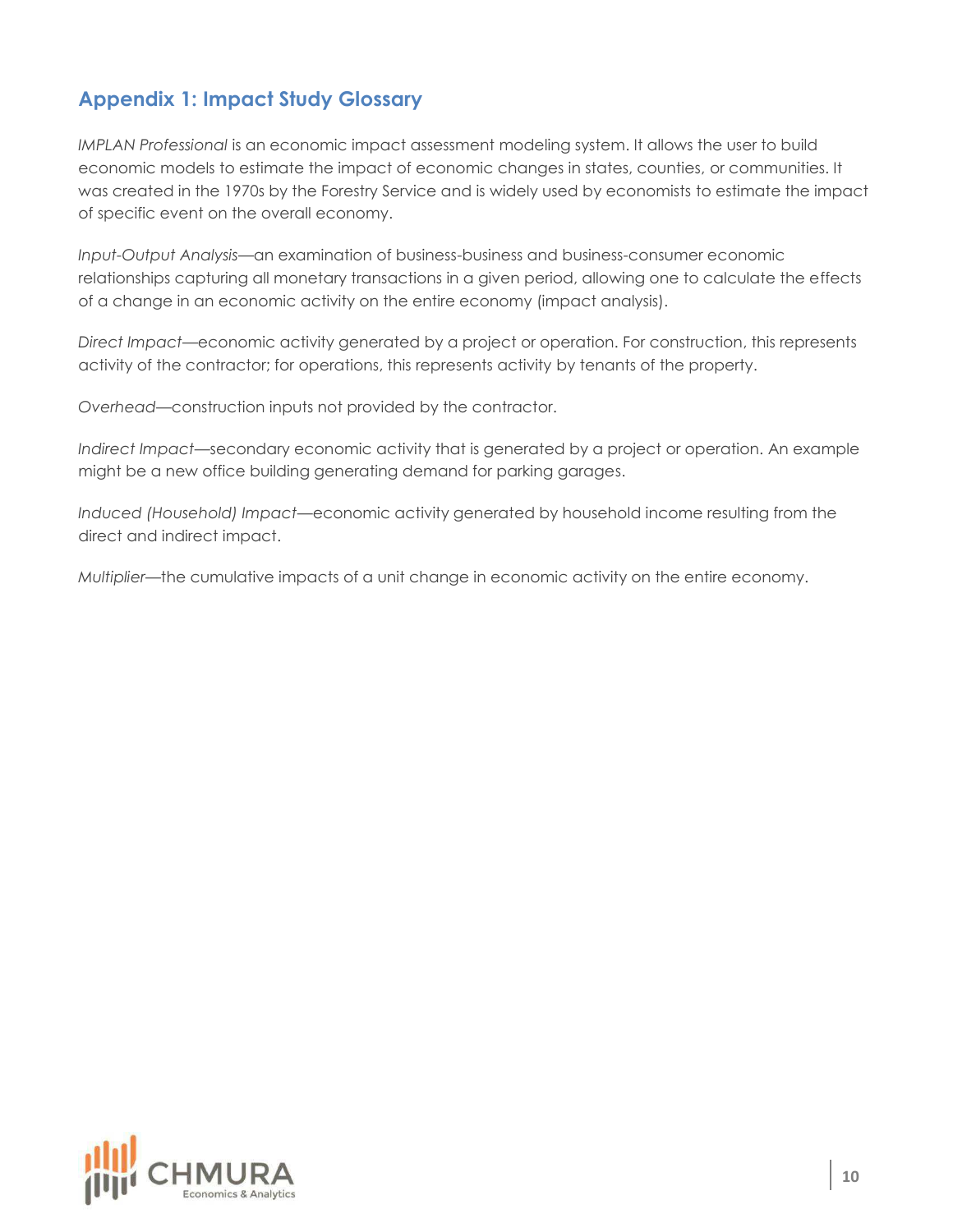## Appendix 1: Impact Study Glossary

*IMPLAN Professional* is an economic impact assessment modeling system. It allows the user to build economic models to estimate the impact of economic changes in states, counties, or communities. It was created in the 1970s by the Forestry Service and is widely used by economists to estimate the impact of specific event on the overall economy.

*Input-Output Analysis*—an examination of business-business and business-consumer economic relationships capturing all monetary transactions in a given period, allowing one to calculate the effects of a change in an economic activity on the entire economy (impact analysis).

*Direct Impact*—economic activity generated by a project or operation. For construction, this represents activity of the contractor; for operations, this represents activity by tenants of the property.

*Overhead*—construction inputs not provided by the contractor.

*Indirect Impact*—secondary economic activity that is generated by a project or operation. An example might be a new office building generating demand for parking garages.

*Induced (Household) Impact*—economic activity generated by household income resulting from the direct and indirect impact.

*Multiplier*—the cumulative impacts of a unit change in economic activity on the entire economy.